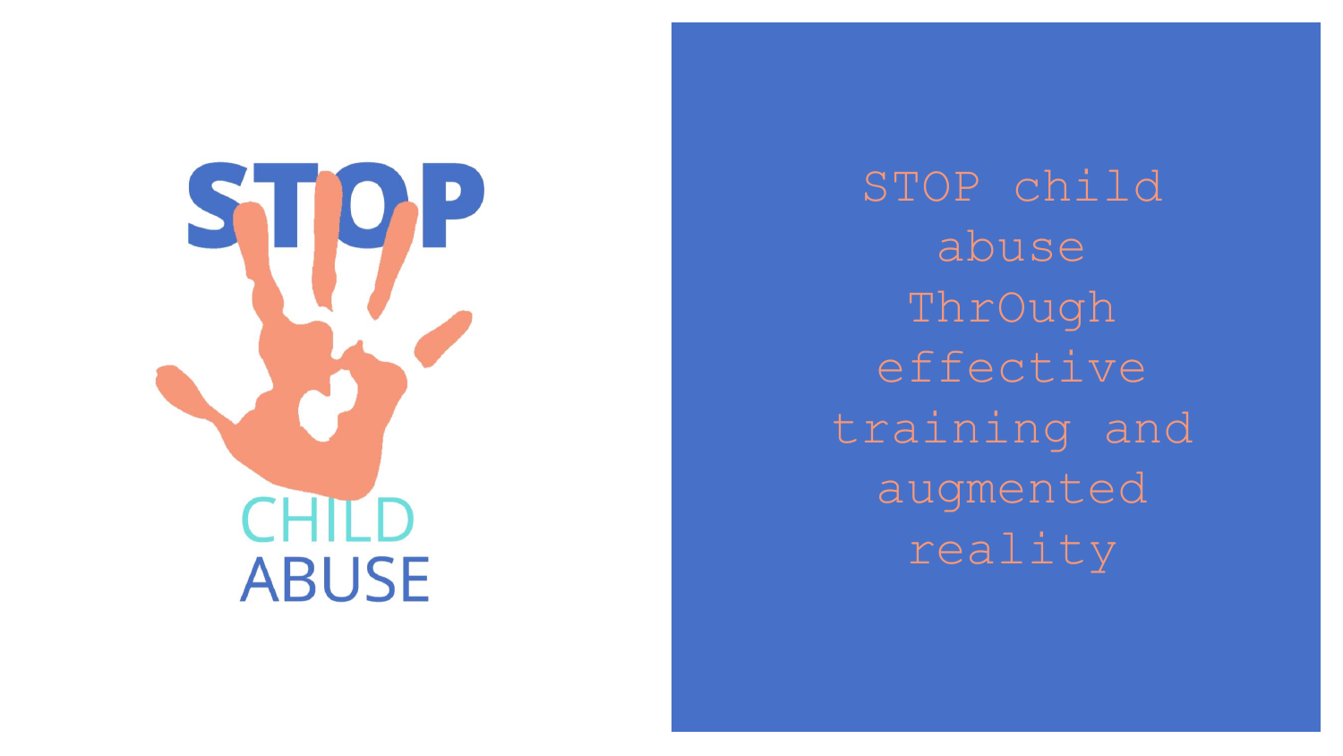STOP

CHILD

ABUSE

# STOP child abuse ThrOugh effective training and augmented reality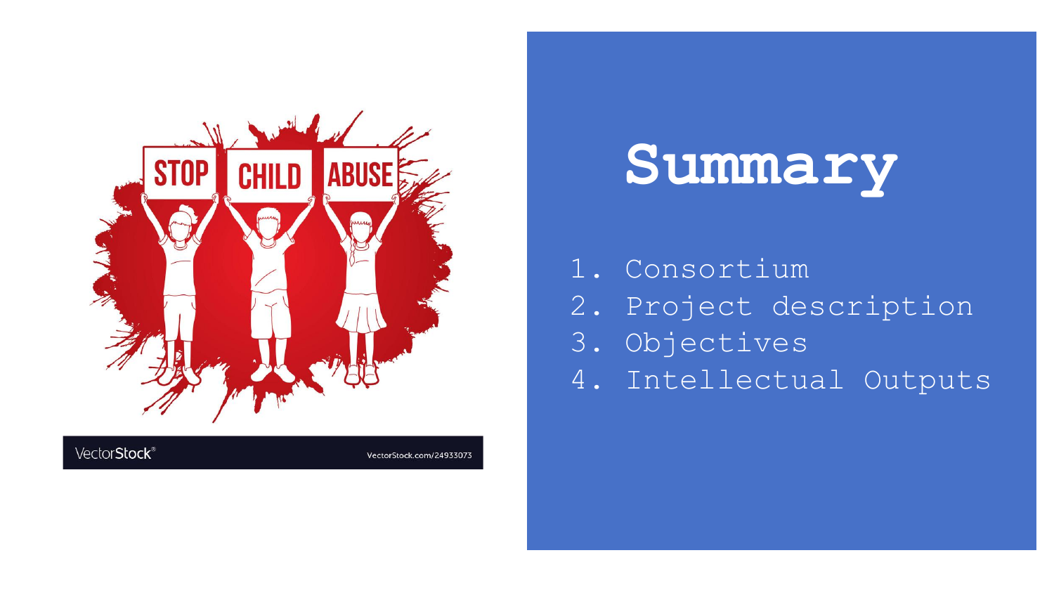# Summary

1. Consortium
2. Project description
3. Objectives
4. Intellectual Outputs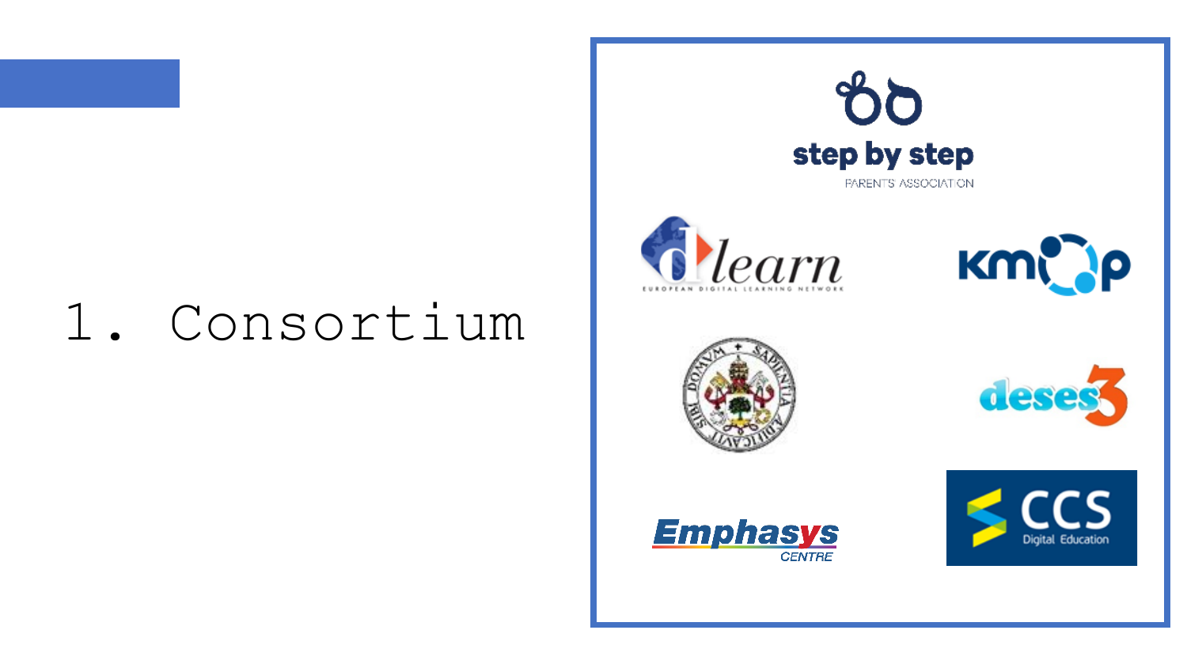# 1. Consortium

step by step
PARENTS ASSOCIATION

dlearn
EUROPEAN DIGITAL LEARNING NETWORK

KMOP

deses3

Emphasys
CENTRE

CCS
Digital Education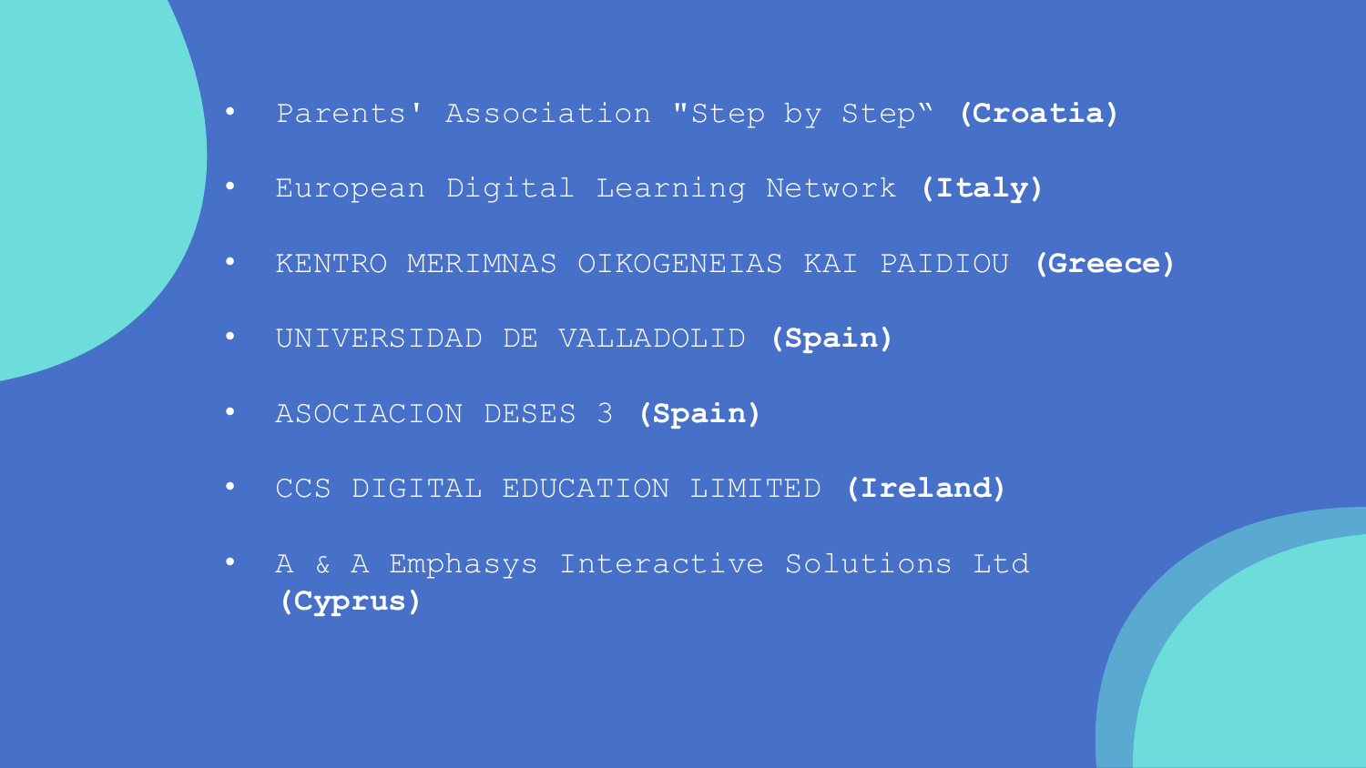- Parents' Association "Step by Step‟ **(Croatia)**
- European Digital Learning Network **(Italy)**
- KENTRO MERIMNAS OIKOGENEIAS KAI PAIDIOU **(Greece)**
- UNIVERSIDAD DE VALLADOLID **(Spain)**
- ASOCIACION DESES 3 **(Spain)**
- CCS DIGITAL EDUCATION LIMITED **(Ireland)**
- A & A Emphasys Interactive Solutions Ltd **(Cyprus)**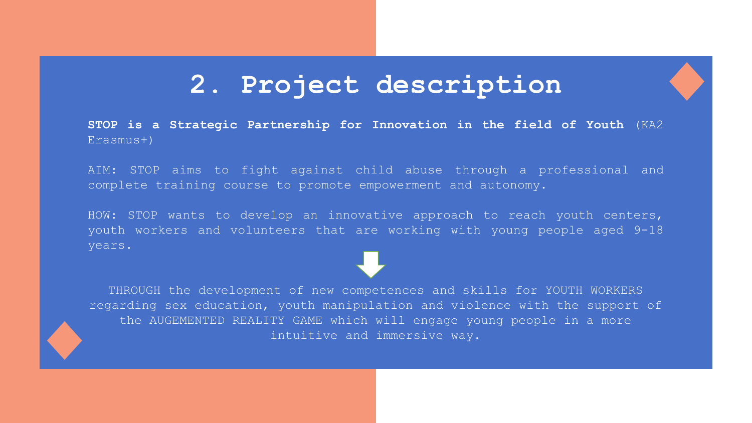# 2. Project description

**STOP is a Strategic Partnership for Innovation in the field of Youth** (KA2 Erasmus+)

AIM: STOP aims to fight against child abuse through a professional and complete training course to promote empowerment and autonomy.

HOW: STOP wants to develop an innovative approach to reach youth centers, youth workers and volunteers that are working with young people aged 9-18 years.

THROUGH the development of new competences and skills for YOUTH WORKERS regarding sex education, youth manipulation and violence with the support of the AUGEMENTED REALITY GAME which will engage young people in a more intuitive and immersive way.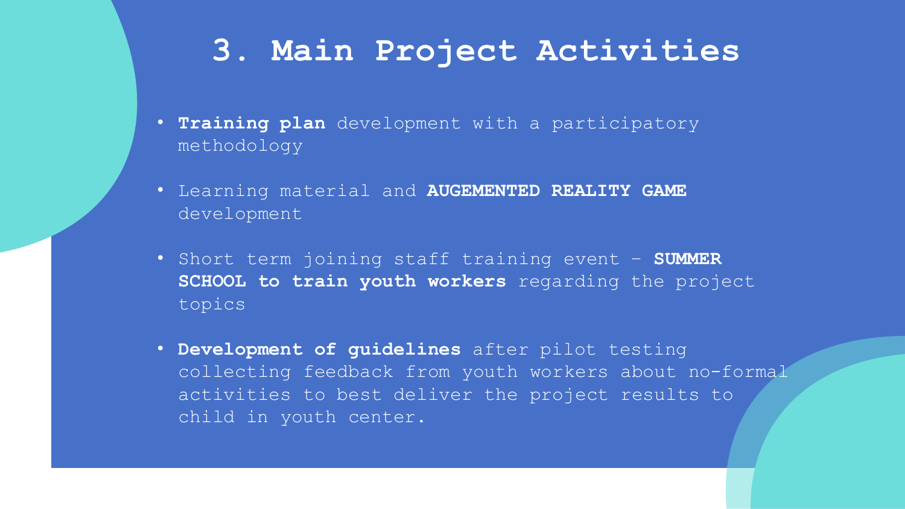# 3. Main Project Activities

- **Training plan** development with a participatory methodology
- Learning material and **AUGEMENTED REALITY GAME** development
- Short term joining staff training event – **SUMMER SCHOOL to train youth workers** regarding the project topics
- **Development of guidelines** after pilot testing collecting feedback from youth workers about no-formal activities to best deliver the project results to child in youth center.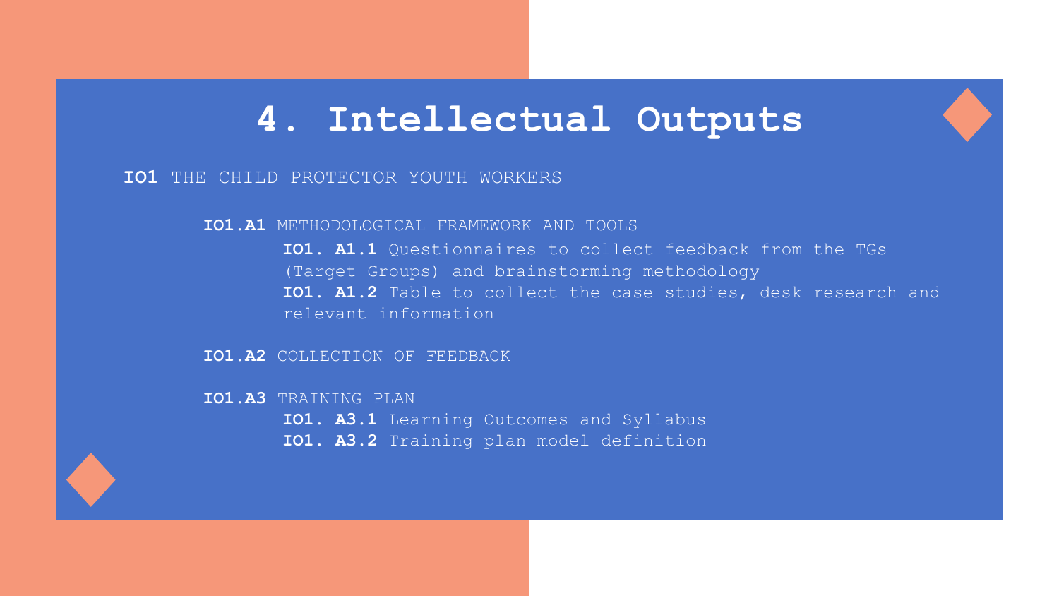# 4. Intellectual Outputs

**IO1** THE CHILD PROTECTOR YOUTH WORKERS

- **IO1.A1** METHODOLOGICAL FRAMEWORK AND TOOLS
  - **IO1. A1.1** Questionnaires to collect feedback from the TGs (Target Groups) and brainstorming methodology
  - **IO1. A1.2** Table to collect the case studies, desk research and relevant information
- **IO1.A2** COLLECTION OF FEEDBACK
- **IO1.A3** TRAINING PLAN
  - **IO1. A3.1** Learning Outcomes and Syllabus
  - **IO1. A3.2** Training plan model definition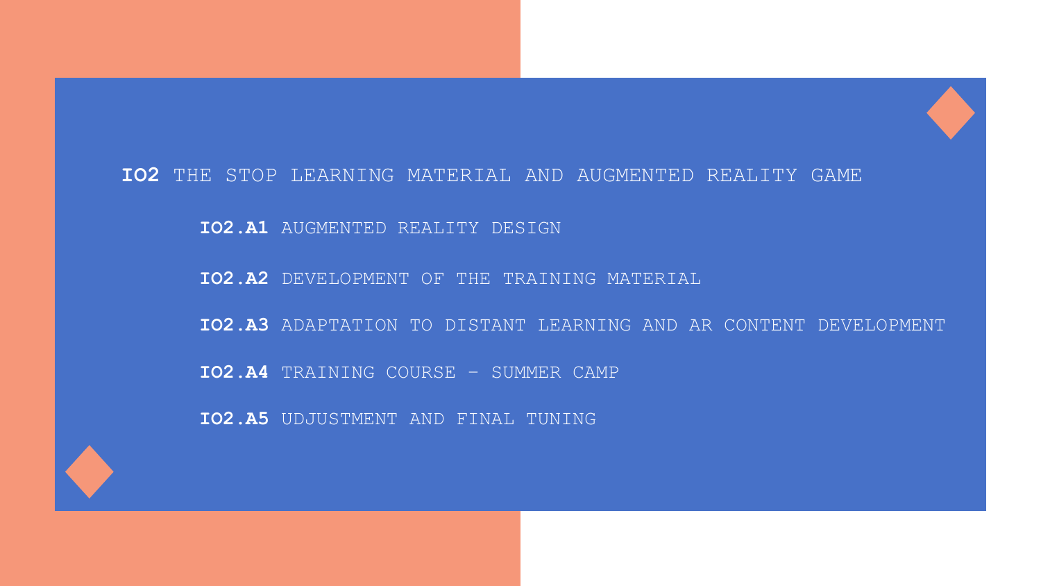**IO2** THE STOP LEARNING MATERIAL AND AUGMENTED REALITY GAME

- **IO2.A1** AUGMENTED REALITY DESIGN
- **IO2.A2** DEVELOPMENT OF THE TRAINING MATERIAL
- **IO2.A3** ADAPTATION TO DISTANT LEARNING AND AR CONTENT DEVELOPMENT
- **IO2.A4** TRAINING COURSE – SUMMER CAMP
- **IO2.A5** UDJUSTMENT AND FINAL TUNING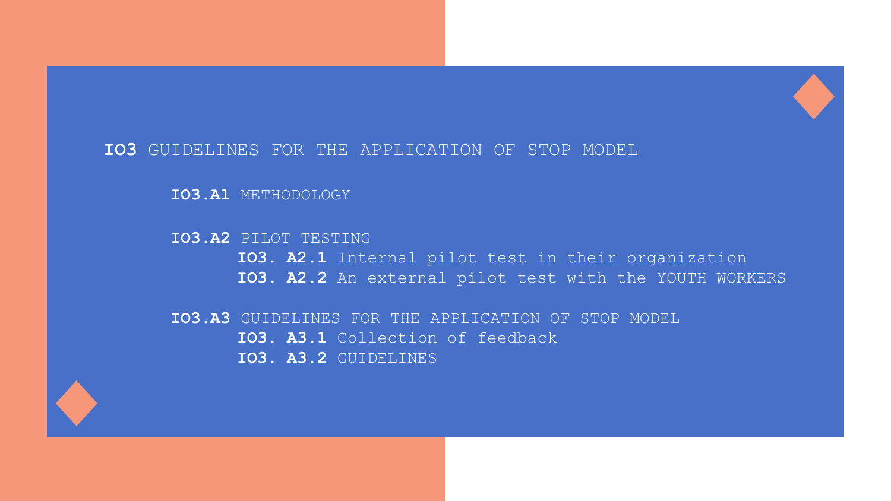**IO3** GUIDELINES FOR THE APPLICATION OF STOP MODEL

- **IO3.A1** METHODOLOGY
- **IO3.A2** PILOT TESTING
  - **IO3. A2.1** Internal pilot test in their organization
  - **IO3. A2.2** An external pilot test with the YOUTH WORKERS
- **IO3.A3** GUIDELINES FOR THE APPLICATION OF STOP MODEL
  - **IO3. A3.1** Collection of feedback
  - **IO3. A3.2** GUIDELINES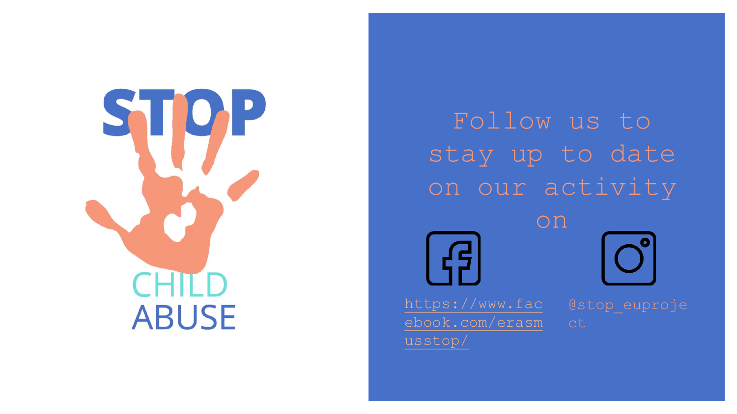STOP

CHILD

ABUSE

Follow us to stay up to date on our activity on

https://www.facebook.com/erasmusstop/

@stop_euproject